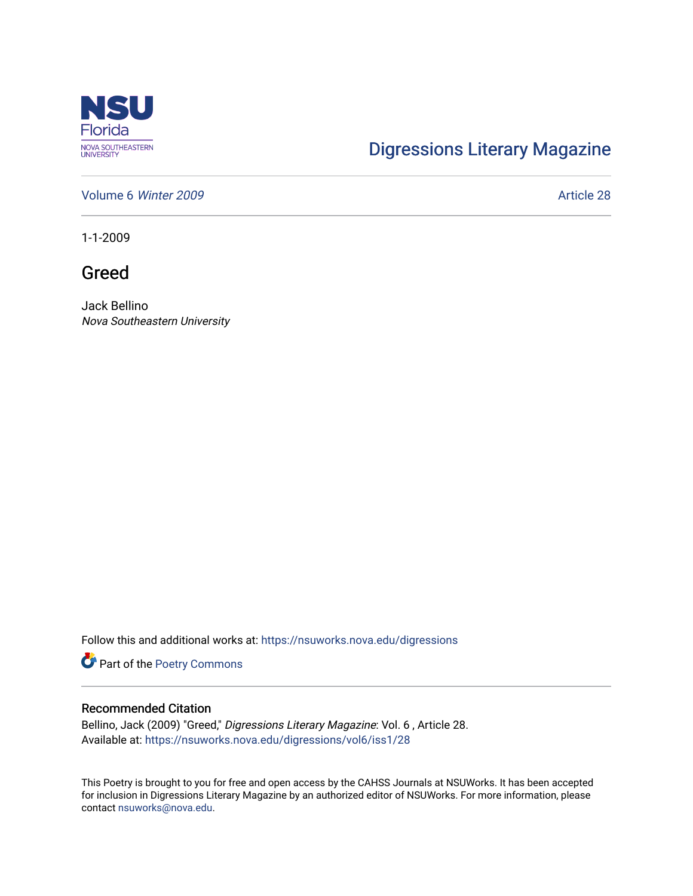NSU Florida
NOVA SOUTHEASTERN UNIVERSITY

Digressions Literary Magazine

Volume 6 *Winter 2009* Article 28

1-1-2009

# Greed

Jack Bellino
*Nova Southeastern University*

Follow this and additional works at: https://nsuworks.nova.edu/digressions

Part of the Poetry Commons

## Recommended Citation

Bellino, Jack (2009) "Greed," *Digressions Literary Magazine*: Vol. 6 , Article 28.
Available at: https://nsuworks.nova.edu/digressions/vol6/iss1/28

This Poetry is brought to you for free and open access by the CAHSS Journals at NSUWorks. It has been accepted for inclusion in Digressions Literary Magazine by an authorized editor of NSUWorks. For more information, please contact nsuworks@nova.edu.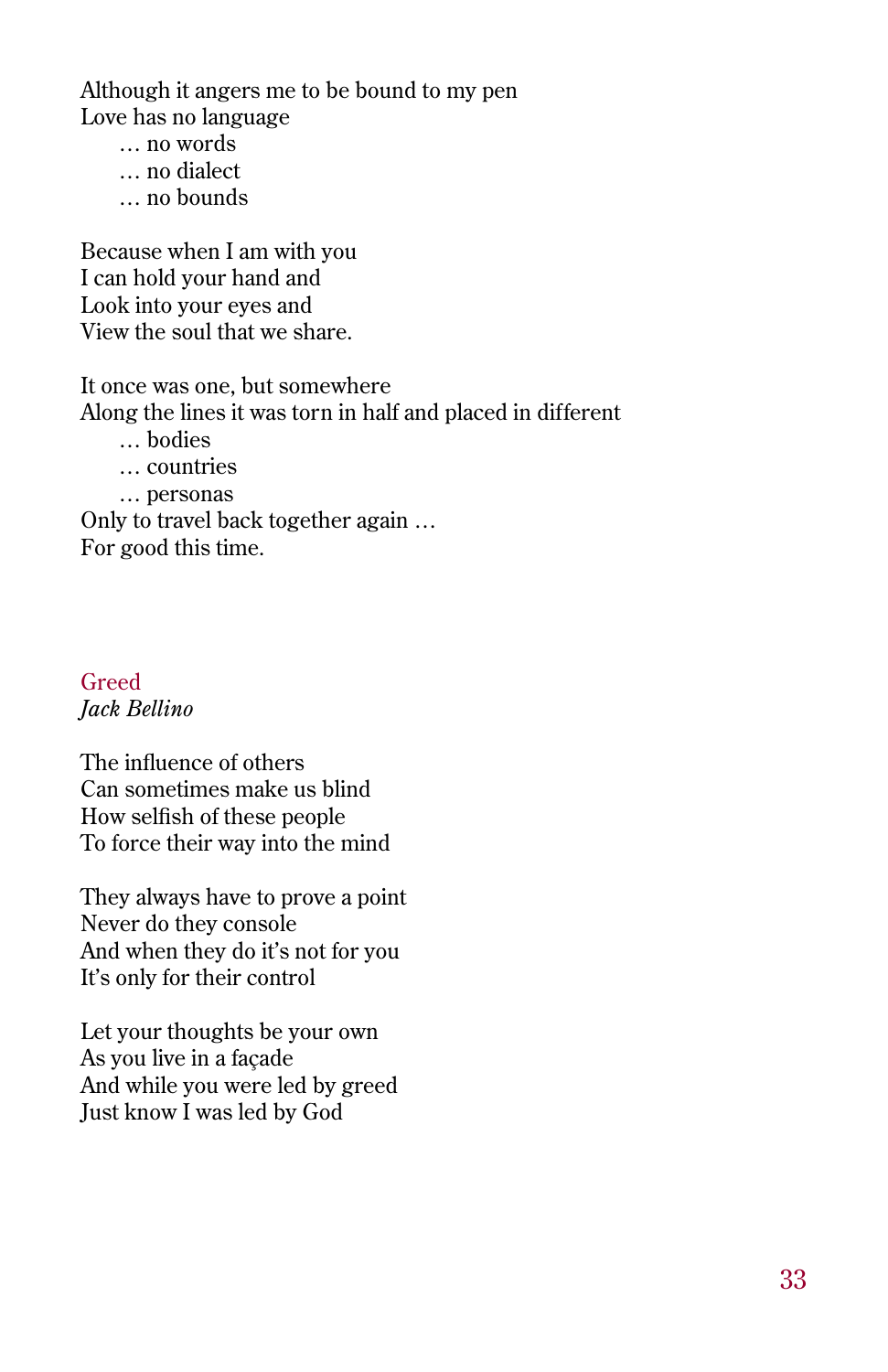Although it angers me to be bound to my pen  
Love has no language  
    … no words  
    … no dialect  
    … no bounds

Because when I am with you  
I can hold your hand and  
Look into your eyes and  
View the soul that we share.

It once was one, but somewhere  
Along the lines it was torn in half and placed in different  
    … bodies  
    … countries  
    … personas  
Only to travel back together again …  
For good this time.

## Greed

*Jack Bellino*

The influence of others  
Can sometimes make us blind  
How selfish of these people  
To force their way into the mind

They always have to prove a point  
Never do they console  
And when they do it's not for you  
It's only for their control

Let your thoughts be your own  
As you live in a façade  
And while you were led by greed  
Just know I was led by God